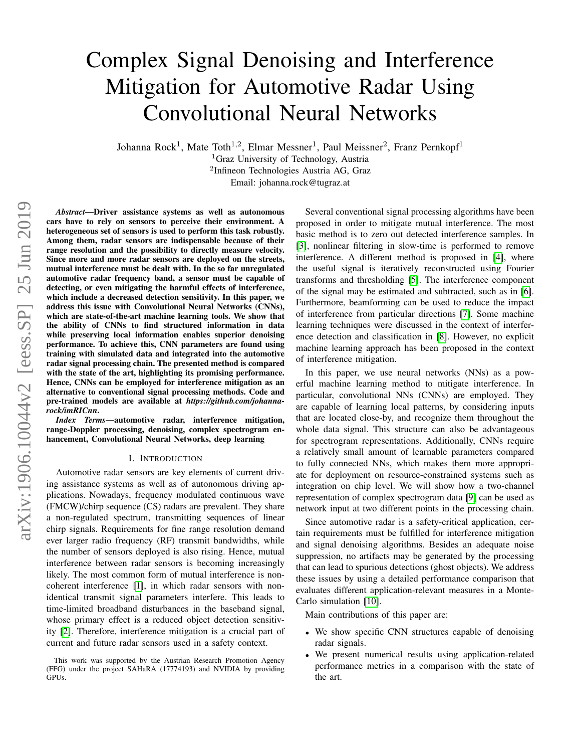# Complex Signal Denoising and Interference Mitigation for Automotive Radar Using Convolutional Neural Networks

Johanna Rock[1], Mate Toth[1,2], Elmar Messner[1], Paul Meissner[2], Franz Pernkopf[1]

[1]Graz University of Technology, Austria

[2]Infineon Technologies Austria AG, Graz

Email: johanna.rock@tugraz.at

***Abstract*—Driver assistance systems as well as autonomous cars have to rely on sensors to perceive their environment. A heterogeneous set of sensors is used to perform this task robustly. Among them, radar sensors are indispensable because of their range resolution and the possibility to directly measure velocity. Since more and more radar sensors are deployed on the streets, mutual interference must be dealt with. In the so far unregulated automotive radar frequency band, a sensor must be capable of detecting, or even mitigating the harmful effects of interference, which include a decreased detection sensitivity. In this paper, we address this issue with Convolutional Neural Networks (CNNs), which are state-of-the-art machine learning tools. We show that the ability of CNNs to find structured information in data while preserving local information enables superior denoising performance. To achieve this, CNN parameters are found using training with simulated data and integrated into the automotive radar signal processing chain. The presented method is compared with the state of the art, highlighting its promising performance. Hence, CNNs can be employed for interference mitigation as an alternative to conventional signal processing methods. Code and pre-trained models are available at *https://github.com/johanna-rock/imRICnn*.**

***Index Terms*—automotive radar, interference mitigation, range-Doppler processing, denoising, complex spectrogram enhancement, Convolutional Neural Networks, deep learning**

## I. Introduction

Automotive radar sensors are key elements of current driving assistance systems as well as of autonomous driving applications. Nowadays, frequency modulated continuous wave (FMCW)/chirp sequence (CS) radars are prevalent. They share a non-regulated spectrum, transmitting sequences of linear chirp signals. Requirements for fine range resolution demand ever larger radio frequency (RF) transmit bandwidths, while the number of sensors deployed is also rising. Hence, mutual interference between radar sensors is becoming increasingly likely. The most common form of mutual interference is non-coherent interference [1], in which radar sensors with non-identical transmit signal parameters interfere. This leads to time-limited broadband disturbances in the baseband signal, whose primary effect is a reduced object detection sensitivity [2]. Therefore, interference mitigation is a crucial part of current and future radar sensors used in a safety context.

This work was supported by the Austrian Research Promotion Agency (FFG) under the project SAHaRA (17774193) and NVIDIA by providing GPUs.

Several conventional signal processing algorithms have been proposed in order to mitigate mutual interference. The most basic method is to zero out detected interference samples. In [3], nonlinear filtering in slow-time is performed to remove interference. A different method is proposed in [4], where the useful signal is iteratively reconstructed using Fourier transforms and thresholding [5]. The interference component of the signal may be estimated and subtracted, such as in [6]. Furthermore, beamforming can be used to reduce the impact of interference from particular directions [7]. Some machine learning techniques were discussed in the context of interference detection and classification in [8]. However, no explicit machine learning approach has been proposed in the context of interference mitigation.

In this paper, we use neural networks (NNs) as a powerful machine learning method to mitigate interference. In particular, convolutional NNs (CNNs) are employed. They are capable of learning local patterns, by considering inputs that are located close-by, and recognize them throughout the whole data signal. This structure can also be advantageous for spectrogram representations. Additionally, CNNs require a relatively small amount of learnable parameters compared to fully connected NNs, which makes them more appropriate for deployment on resource-constrained systems such as integration on chip level. We will show how a two-channel representation of complex spectrogram data [9] can be used as network input at two different points in the processing chain.

Since automotive radar is a safety-critical application, certain requirements must be fulfilled for interference mitigation and signal denoising algorithms. Besides an adequate noise suppression, no artifacts may be generated by the processing that can lead to spurious detections (ghost objects). We address these issues by using a detailed performance comparison that evaluates different application-relevant measures in a Monte-Carlo simulation [10].

Main contributions of this paper are:

- We show specific CNN structures capable of denoising radar signals.
- We present numerical results using application-related performance metrics in a comparison with the state of the art.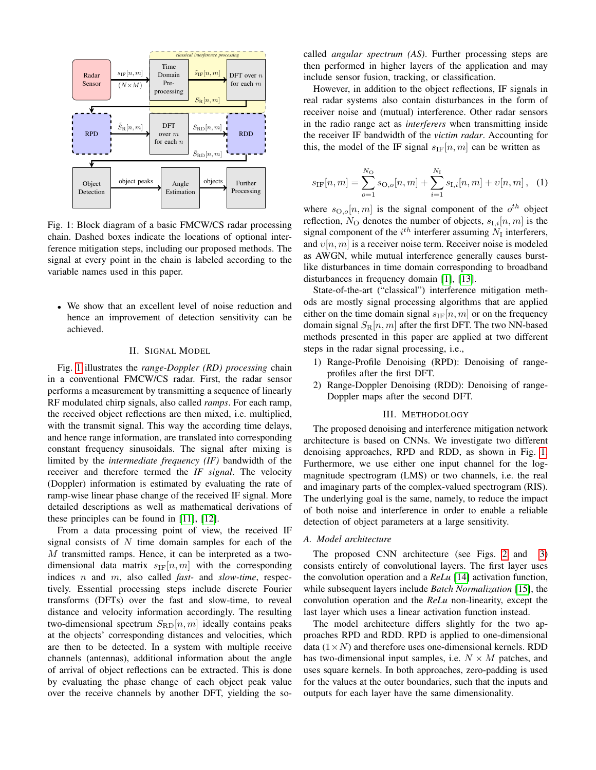Fig. 1: Block diagram of a basic FMCW/CS radar processing chain. Dashed boxes indicate the locations of optional interference mitigation steps, including our proposed methods. The signal at every point in the chain is labeled according to the variable names used in this paper.

- We show that an excellent level of noise reduction and hence an improvement of detection sensitivity can be achieved.

## II. Signal Model

Fig. 1 illustrates the *range-Doppler (RD) processing* chain in a conventional FMCW/CS radar. First, the radar sensor performs a measurement by transmitting a sequence of linearly RF modulated chirp signals, also called *ramps*. For each ramp, the received object reflections are then mixed, i.e. multiplied, with the transmit signal. This way the according time delays, and hence range information, are translated into corresponding constant frequency sinusoidals. The signal after mixing is limited by the *intermediate frequency (IF)* bandwidth of the receiver and therefore termed the *IF signal*. The velocity (Doppler) information is estimated by evaluating the rate of ramp-wise linear phase change of the received IF signal. More detailed descriptions as well as mathematical derivations of these principles can be found in [11], [12].

From a data processing point of view, the received IF signal consists of $N$ time domain samples for each of the $M$ transmitted ramps. Hence, it can be interpreted as a two-dimensional data matrix $s_{\mathrm{IF}}[n,m]$ with the corresponding indices $n$ and $m$, also called *fast-* and *slow-time*, respectively. Essential processing steps include discrete Fourier transforms (DFTs) over the fast and slow-time, to reveal distance and velocity information accordingly. The resulting two-dimensional spectrum $S_{\mathrm{RD}}[n,m]$ ideally contains peaks at the objects' corresponding distances and velocities, which are then to be detected. In a system with multiple receive channels (antennas), additional information about the angle of arrival of object reflections can be extracted. This is done by evaluating the phase change of each object peak value over the receive channels by another DFT, yielding the so-called *angular spectrum (AS)*. Further processing steps are then performed in higher layers of the application and may include sensor fusion, tracking, or classification.

However, in addition to the object reflections, IF signals in real radar systems also contain disturbances in the form of receiver noise and (mutual) interference. Other radar sensors in the radio range act as *interferers* when transmitting inside the receiver IF bandwidth of the *victim radar*. Accounting for this, the model of the IF signal $s_{\mathrm{IF}}[n,m]$ can be written as

$$s_{\mathrm{IF}}[n,m] = \sum_{o=1}^{N_{\mathrm{O}}} s_{\mathrm{O},o}[n,m] + \sum_{i=1}^{N_{\mathrm{I}}} s_{\mathrm{I},i}[n,m] + \upsilon[n,m]\,, \quad (1)$$

where $s_{\mathrm{O},o}[n,m]$ is the signal component of the $o^{th}$ object reflection, $N_{\mathrm{O}}$ denotes the number of objects, $s_{\mathrm{I},i}[n,m]$ is the signal component of the $i^{th}$ interferer assuming $N_{\mathrm{I}}$ interferers, and $\upsilon[n,m]$ is a receiver noise term. Receiver noise is modeled as AWGN, while mutual interference generally causes burst-like disturbances in time domain corresponding to broadband disturbances in frequency domain [1], [13].

State-of-the-art ("classical") interference mitigation methods are mostly signal processing algorithms that are applied either on the time domain signal $s_{\mathrm{IF}}[n,m]$ or on the frequency domain signal $S_{\mathrm{R}}[n,m]$ after the first DFT. The two NN-based methods presented in this paper are applied at two different steps in the radar signal processing, i.e.,

1) Range-Profile Denoising (RPD): Denoising of range-profiles after the first DFT.
2) Range-Doppler Denoising (RDD): Denoising of range-Doppler maps after the second DFT.

## III. Methodology

The proposed denoising and interference mitigation network architecture is based on CNNs. We investigate two different denoising approaches, RPD and RDD, as shown in Fig. 1. Furthermore, we use either one input channel for the log-magnitude spectrogram (LMS) or two channels, i.e. the real and imaginary parts of the complex-valued spectrogram (RIS). The underlying goal is the same, namely, to reduce the impact of both noise and interference in order to enable a reliable detection of object parameters at a large sensitivity.

### A. Model architecture

The proposed CNN architecture (see Figs. 2 and 3) consists entirely of convolutional layers. The first layer uses the convolution operation and a *ReLu* [14] activation function, while subsequent layers include *Batch Normalization* [15], the convolution operation and the *ReLu* non-linearity, except the last layer which uses a linear activation function instead.

The model architecture differs slightly for the two approaches RPD and RDD. RPD is applied to one-dimensional data ($1 \times N$) and therefore uses one-dimensional kernels. RDD has two-dimensional input samples, i.e. $N \times M$ patches, and uses square kernels. In both approaches, zero-padding is used for the values at the outer boundaries, such that the inputs and outputs for each layer have the same dimensionality.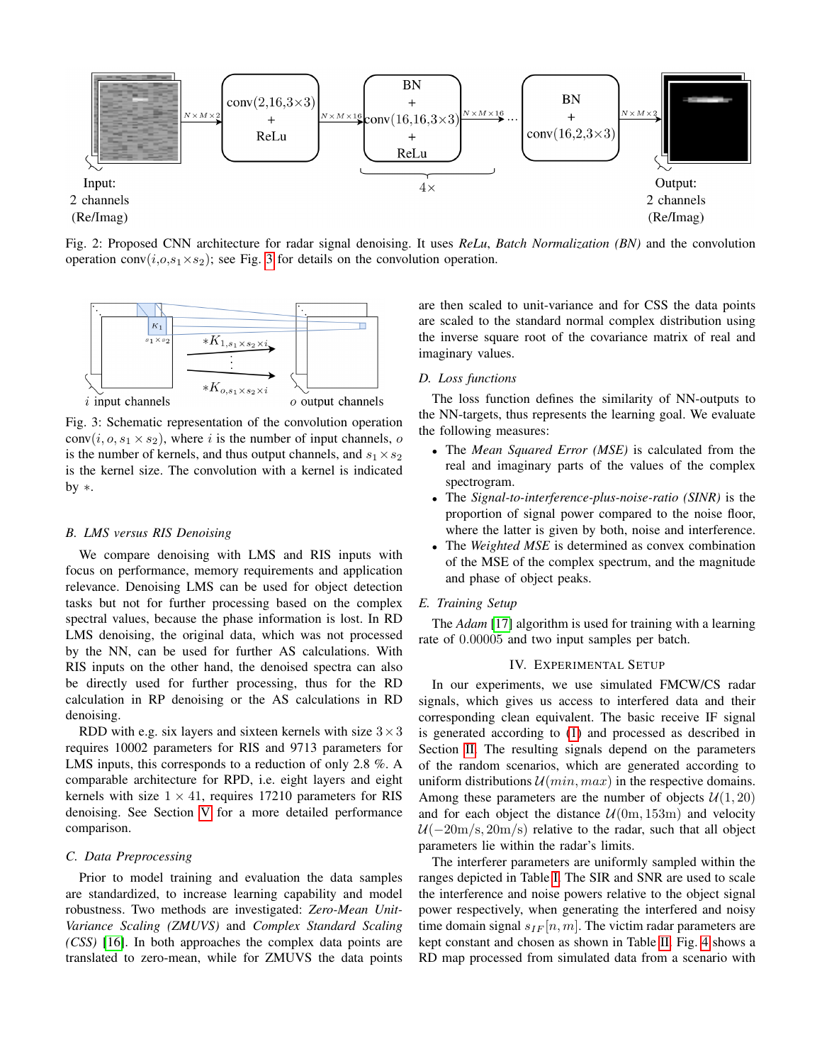Fig. 2: Proposed CNN architecture for radar signal denoising. It uses *ReLu*, *Batch Normalization (BN)* and the convolution operation conv($i$,$o$,$s_1$×$s_2$); see Fig. 3 for details on the convolution operation.

Fig. 3: Schematic representation of the convolution operation conv($i, o, s_1 \times s_2$), where $i$ is the number of input channels, $o$ is the number of kernels, and thus output channels, and $s_1 \times s_2$ is the kernel size. The convolution with a kernel is indicated by $*$.

### B. LMS versus RIS Denoising

We compare denoising with LMS and RIS inputs with focus on performance, memory requirements and application relevance. Denoising LMS can be used for object detection tasks but not for further processing based on the complex spectral values, because the phase information is lost. In RD LMS denoising, the original data, which was not processed by the NN, can be used for further AS calculations. With RIS inputs on the other hand, the denoised spectra can also be directly used for further processing, thus for the RD calculation in RP denoising or the AS calculations in RD denoising.

RDD with e.g. six layers and sixteen kernels with size $3 \times 3$ requires 10002 parameters for RIS and 9713 parameters for LMS inputs, this corresponds to a reduction of only 2.8 %. A comparable architecture for RPD, i.e. eight layers and eight kernels with size $1 \times 41$, requires 17210 parameters for RIS denoising. See Section V for a more detailed performance comparison.

### C. Data Preprocessing

Prior to model training and evaluation the data samples are standardized, to increase learning capability and model robustness. Two methods are investigated: *Zero-Mean Unit-Variance Scaling (ZMUVS)* and *Complex Standard Scaling (CSS)* [16]. In both approaches the complex data points are translated to zero-mean, while for ZMUVS the data points are then scaled to unit-variance and for CSS the data points are scaled to the standard normal complex distribution using the inverse square root of the covariance matrix of real and imaginary values.

### D. Loss functions

The loss function defines the similarity of NN-outputs to the NN-targets, thus represents the learning goal. We evaluate the following measures:

- The *Mean Squared Error (MSE)* is calculated from the real and imaginary parts of the values of the complex spectrogram.
- The *Signal-to-interference-plus-noise-ratio (SINR)* is the proportion of signal power compared to the noise floor, where the latter is given by both, noise and interference.
- The *Weighted MSE* is determined as convex combination of the MSE of the complex spectrum, and the magnitude and phase of object peaks.

### E. Training Setup

The *Adam* [17] algorithm is used for training with a learning rate of 0.00005 and two input samples per batch.

## IV. Experimental Setup

In our experiments, we use simulated FMCW/CS radar signals, which gives us access to interfered data and their corresponding clean equivalent. The basic receive IF signal is generated according to (1) and processed as described in Section II. The resulting signals depend on the parameters of the random scenarios, which are generated according to uniform distributions $\mathcal{U}(min, max)$ in the respective domains. Among these parameters are the number of objects $\mathcal{U}(1, 20)$ and for each object the distance $\mathcal{U}(0\text{m}, 153\text{m})$ and velocity $\mathcal{U}(-20\text{m/s}, 20\text{m/s})$ relative to the radar, such that all object parameters lie within the radar's limits.

The interferer parameters are uniformly sampled within the ranges depicted in Table I. The SIR and SNR are used to scale the interference and noise powers relative to the object signal power respectively, when generating the interfered and noisy time domain signal $s_{IF}[n, m]$. The victim radar parameters are kept constant and chosen as shown in Table II. Fig. 4 shows a RD map processed from simulated data from a scenario with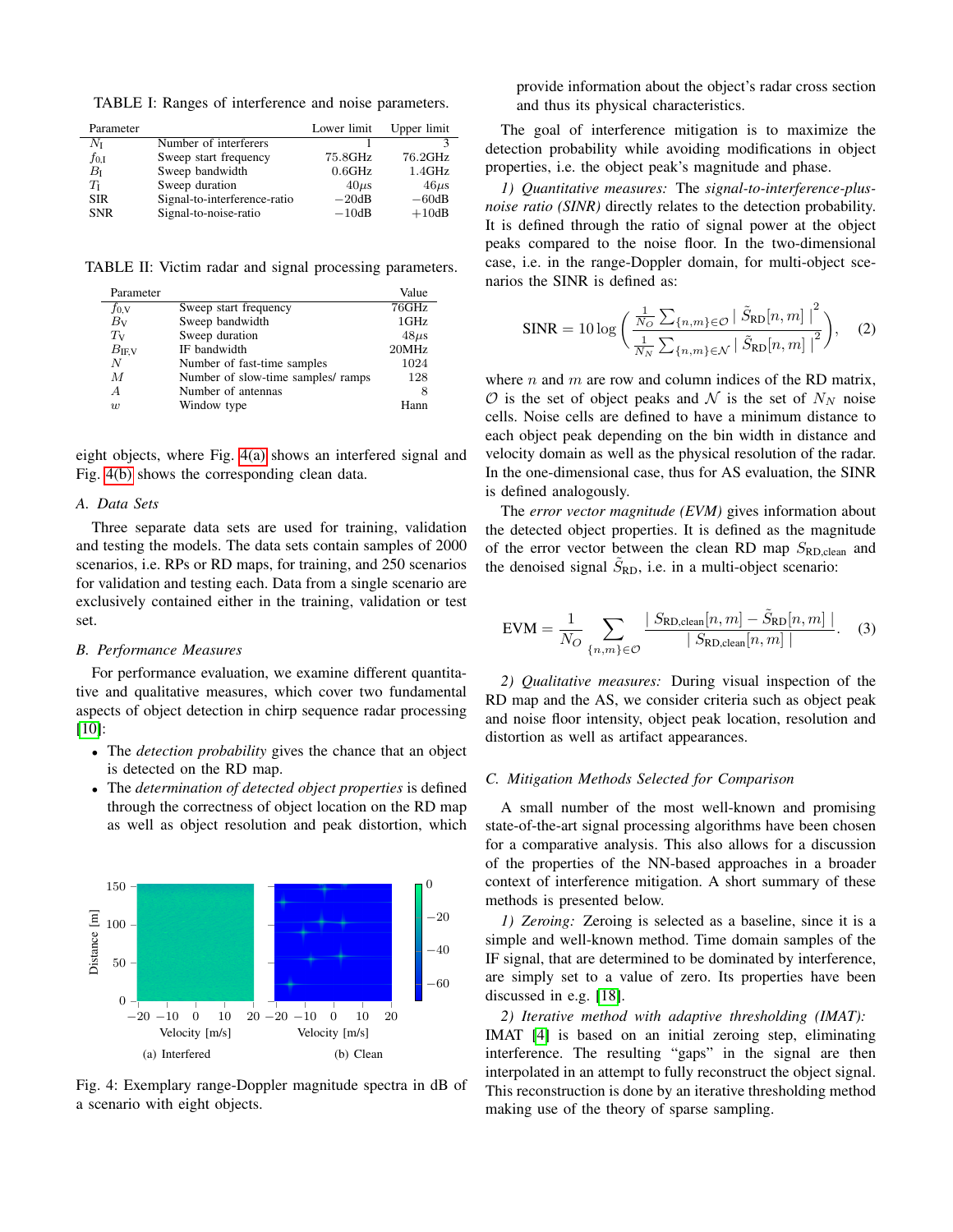TABLE I: Ranges of interference and noise parameters.

| Parameter | | Lower limit | Upper limit |
|---|---|---|---|
| $N_\mathrm{I}$ | Number of interferers | 1 | 3 |
| $f_{0,\mathrm{I}}$ | Sweep start frequency | 75.8GHz | 76.2GHz |
| $B_\mathrm{I}$ | Sweep bandwidth | 0.6GHz | 1.4GHz |
| $T_\mathrm{I}$ | Sweep duration | $40\mu$s | $46\mu$s |
| SIR | Signal-to-interference-ratio | $-20$dB | $-60$dB |
| SNR | Signal-to-noise-ratio | $-10$dB | $+10$dB |

TABLE II: Victim radar and signal processing parameters.

| Parameter | | Value |
|---|---|---|
| $f_{0,\mathrm{V}}$ | Sweep start frequency | 76GHz |
| $B_\mathrm{V}$ | Sweep bandwidth | 1GHz |
| $T_\mathrm{V}$ | Sweep duration | $48\mu$s |
| $B_{\mathrm{IF,V}}$ | IF bandwidth | 20MHz |
| $N$ | Number of fast-time samples | 1024 |
| $M$ | Number of slow-time samples/ ramps | 128 |
| $A$ | Number of antennas | 8 |
| $w$ | Window type | Hann |

eight objects, where Fig. 4(a) shows an interfered signal and Fig. 4(b) shows the corresponding clean data.

### A. Data Sets

Three separate data sets are used for training, validation and testing the models. The data sets contain samples of 2000 scenarios, i.e. RPs or RD maps, for training, and 250 scenarios for validation and testing each. Data from a single scenario are exclusively contained either in the training, validation or test set.

### B. Performance Measures

For performance evaluation, we examine different quantitative and qualitative measures, which cover two fundamental aspects of object detection in chirp sequence radar processing [10]:

- The *detection probability* gives the chance that an object is detected on the RD map.
- The *determination of detected object properties* is defined through the correctness of object location on the RD map as well as object resolution and peak distortion, which provide information about the object's radar cross section and thus its physical characteristics.

Fig. 4: Exemplary range-Doppler magnitude spectra in dB of a scenario with eight objects.

(a) Interfered (b) Clean

The goal of interference mitigation is to maximize the detection probability while avoiding modifications in object properties, i.e. the object peak's magnitude and phase.

*1) Quantitative measures:* The *signal-to-interference-plus-noise ratio (SINR)* directly relates to the detection probability. It is defined through the ratio of signal power at the object peaks compared to the noise floor. In the two-dimensional case, i.e. in the range-Doppler domain, for multi-object scenarios the SINR is defined as:

$$\mathrm{SINR} = 10\log\left(\frac{\frac{1}{N_O}\sum_{\{n,m\}\in\mathcal{O}} \mid \tilde{S}_{\mathrm{RD}}[n,m]\mid^2}{\frac{1}{N_N}\sum_{\{n,m\}\in\mathcal{N}} \mid \tilde{S}_{\mathrm{RD}}[n,m]\mid^2}\right), \quad (2)$$

where $n$ and $m$ are row and column indices of the RD matrix, $\mathcal{O}$ is the set of object peaks and $\mathcal{N}$ is the set of $N_N$ noise cells. Noise cells are defined to have a minimum distance to each object peak depending on the bin width in distance and velocity domain as well as the physical resolution of the radar. In the one-dimensional case, thus for AS evaluation, the SINR is defined analogously.

The *error vector magnitude (EVM)* gives information about the detected object properties. It is defined as the magnitude of the error vector between the clean RD map $S_{\mathrm{RD,clean}}$ and the denoised signal $\tilde{S}_{\mathrm{RD}}$, i.e. in a multi-object scenario:

$$\mathrm{EVM} = \frac{1}{N_O}\sum_{\{n,m\}\in\mathcal{O}} \frac{\mid S_{\mathrm{RD,clean}}[n,m] - \tilde{S}_{\mathrm{RD}}[n,m]\mid}{\mid S_{\mathrm{RD,clean}}[n,m]\mid}. \quad (3)$$

*2) Qualitative measures:* During visual inspection of the RD map and the AS, we consider criteria such as object peak and noise floor intensity, object peak location, resolution and distortion as well as artifact appearances.

### C. Mitigation Methods Selected for Comparison

A small number of the most well-known and promising state-of-the-art signal processing algorithms have been chosen for a comparative analysis. This also allows for a discussion of the properties of the NN-based approaches in a broader context of interference mitigation. A short summary of these methods is presented below.

*1) Zeroing:* Zeroing is selected as a baseline, since it is a simple and well-known method. Time domain samples of the IF signal, that are determined to be dominated by interference, are simply set to a value of zero. Its properties have been discussed in e.g. [18].

*2) Iterative method with adaptive thresholding (IMAT):* IMAT [4] is based on an initial zeroing step, eliminating interference. The resulting "gaps" in the signal are then interpolated in an attempt to fully reconstruct the object signal. This reconstruction is done by an iterative thresholding method making use of the theory of sparse sampling.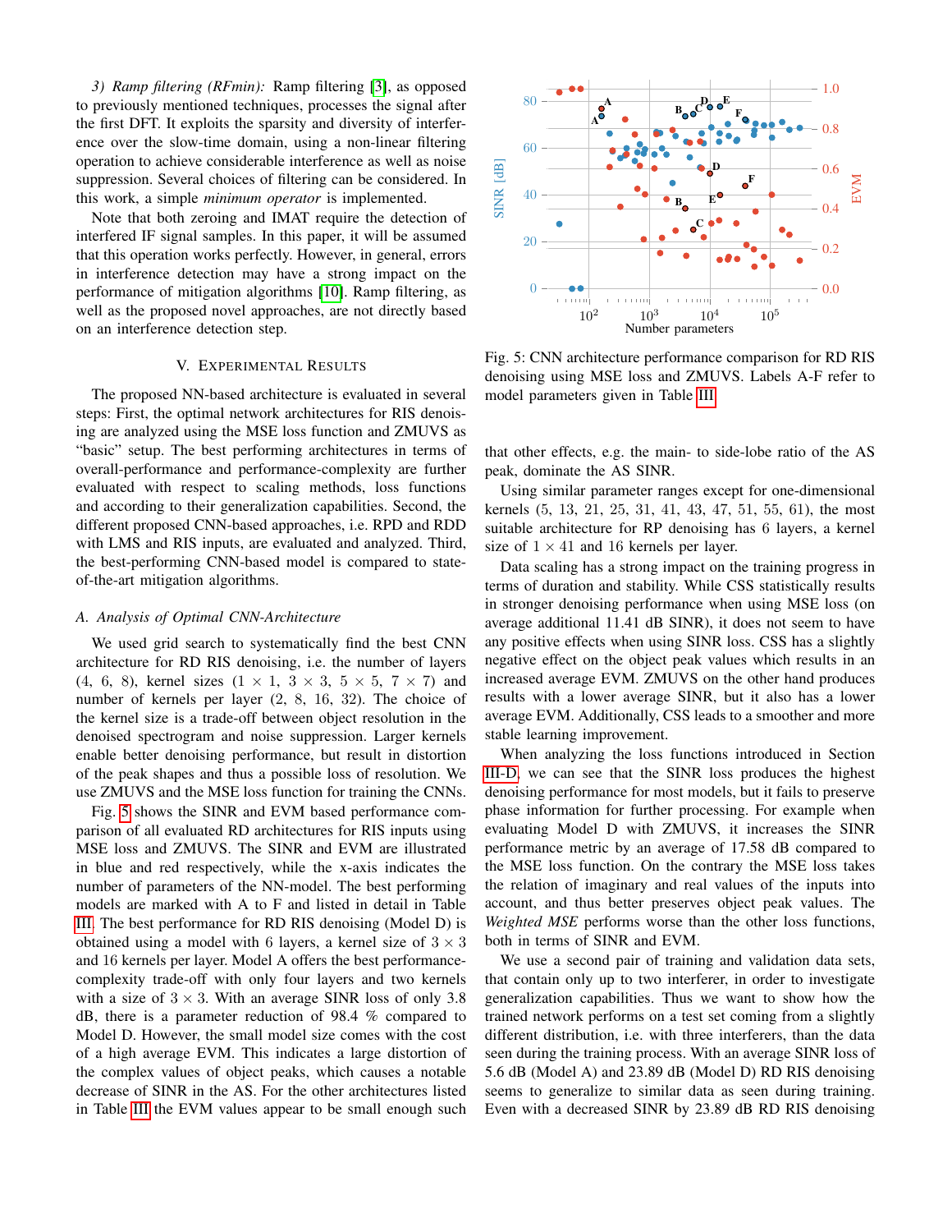*3) Ramp filtering (RFmin):* Ramp filtering [3], as opposed to previously mentioned techniques, processes the signal after the first DFT. It exploits the sparsity and diversity of interference over the slow-time domain, using a non-linear filtering operation to achieve considerable interference as well as noise suppression. Several choices of filtering can be considered. In this work, a simple *minimum operator* is implemented.

Note that both zeroing and IMAT require the detection of interfered IF signal samples. In this paper, it will be assumed that this operation works perfectly. However, in general, errors in interference detection may have a strong impact on the performance of mitigation algorithms [10]. Ramp filtering, as well as the proposed novel approaches, are not directly based on an interference detection step.

## V. Experimental Results

The proposed NN-based architecture is evaluated in several steps: First, the optimal network architectures for RIS denoising are analyzed using the MSE loss function and ZMUVS as "basic" setup. The best performing architectures in terms of overall-performance and performance-complexity are further evaluated with respect to scaling methods, loss functions and according to their generalization capabilities. Second, the different proposed CNN-based approaches, i.e. RPD and RDD with LMS and RIS inputs, are evaluated and analyzed. Third, the best-performing CNN-based model is compared to state-of-the-art mitigation algorithms.

### A. Analysis of Optimal CNN-Architecture

We used grid search to systematically find the best CNN architecture for RD RIS denoising, i.e. the number of layers (4, 6, 8), kernel sizes ($1\times1$, $3\times3$, $5\times5$, $7\times7$) and number of kernels per layer (2, 8, 16, 32). The choice of the kernel size is a trade-off between object resolution in the denoised spectrogram and noise suppression. Larger kernels enable better denoising performance, but result in distortion of the peak shapes and thus a possible loss of resolution. We use ZMUVS and the MSE loss function for training the CNNs.

Fig. 5 shows the SINR and EVM based performance comparison of all evaluated RD architectures for RIS inputs using MSE loss and ZMUVS. The SINR and EVM are illustrated in blue and red respectively, while the x-axis indicates the number of parameters of the NN-model. The best performing models are marked with A to F and listed in detail in Table III. The best performance for RD RIS denoising (Model D) is obtained using a model with 6 layers, a kernel size of $3\times3$ and 16 kernels per layer. Model A offers the best performance-complexity trade-off with only four layers and two kernels with a size of $3\times3$. With an average SINR loss of only 3.8 dB, there is a parameter reduction of 98.4 % compared to Model D. However, the small model size comes with the cost of a high average EVM. This indicates a large distortion of the complex values of object peaks, which causes a notable decrease of SINR in the AS. For the other architectures listed in Table III the EVM values appear to be small enough such

Fig. 5: CNN architecture performance comparison for RD RIS denoising using MSE loss and ZMUVS. Labels A-F refer to model parameters given in Table III.

that other effects, e.g. the main- to side-lobe ratio of the AS peak, dominate the AS SINR.

Using similar parameter ranges except for one-dimensional kernels (5, 13, 21, 25, 31, 41, 43, 47, 51, 55, 61), the most suitable architecture for RP denoising has 6 layers, a kernel size of $1\times41$ and 16 kernels per layer.

Data scaling has a strong impact on the training progress in terms of duration and stability. While CSS statistically results in stronger denoising performance when using MSE loss (on average additional 11.41 dB SINR), it does not seem to have any positive effects when using SINR loss. CSS has a slightly negative effect on the object peak values which results in an increased average EVM. ZMUVS on the other hand produces results with a lower average SINR, but it also has a lower average EVM. Additionally, CSS leads to a smoother and more stable learning improvement.

When analyzing the loss functions introduced in Section III-D, we can see that the SINR loss produces the highest denoising performance for most models, but it fails to preserve phase information for further processing. For example when evaluating Model D with ZMUVS, it increases the SINR performance metric by an average of 17.58 dB compared to the MSE loss function. On the contrary the MSE loss takes the relation of imaginary and real values of the inputs into account, and thus better preserves object peak values. The *Weighted MSE* performs worse than the other loss functions, both in terms of SINR and EVM.

We use a second pair of training and validation data sets, that contain only up to two interferer, in order to investigate generalization capabilities. Thus we want to show how the trained network performs on a test set coming from a slightly different distribution, i.e. with three interferers, than the data seen during the training process. With an average SINR loss of 5.6 dB (Model A) and 23.89 dB (Model D) RD RIS denoising seems to generalize to similar data as seen during training. Even with a decreased SINR by 23.89 dB RD RIS denoising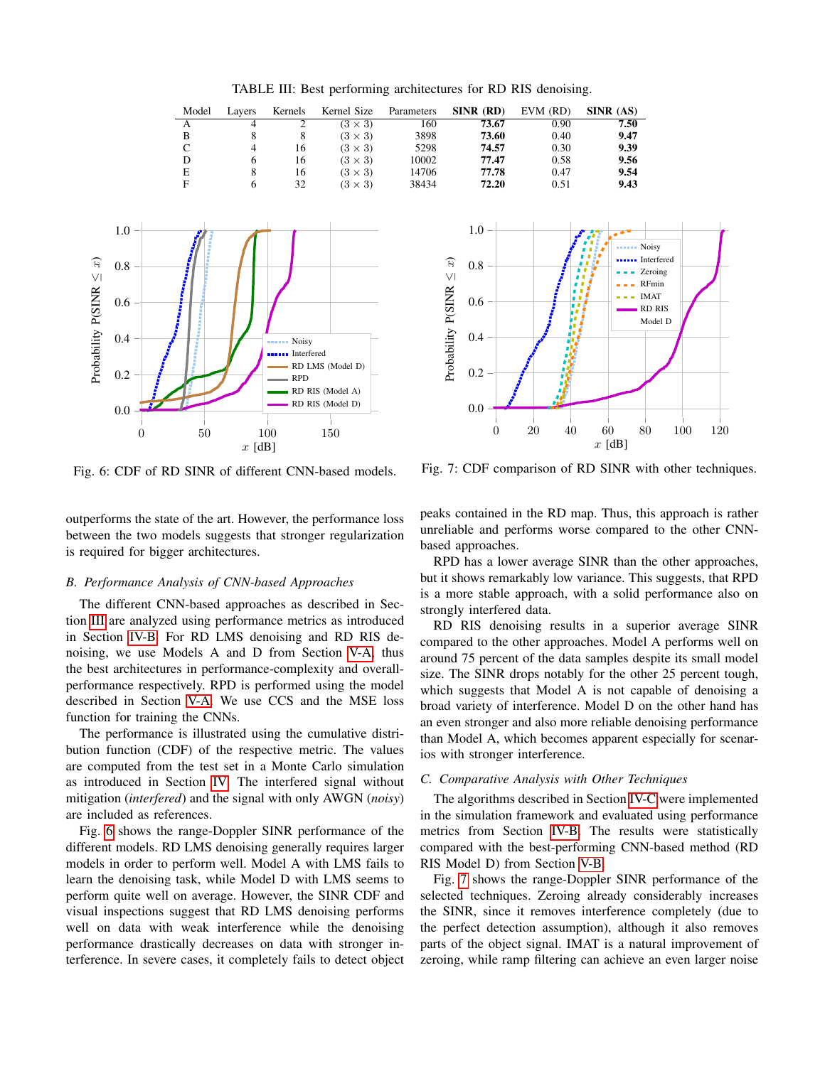TABLE III: Best performing architectures for RD RIS denoising.

| Model | Layers | Kernels | Kernel Size | Parameters | **SINR (RD)** | EVM (RD) | **SINR (AS)** |
|---|---|---|---|---|---|---|---|
| A | 4 | 2 | $(3 \times 3)$ | 160 | **73.67** | 0.90 | **7.50** |
| B | 8 | 8 | $(3 \times 3)$ | 3898 | **73.60** | 0.40 | **9.47** |
| C | 4 | 16 | $(3 \times 3)$ | 5298 | **74.57** | 0.30 | **9.39** |
| D | 6 | 16 | $(3 \times 3)$ | 10002 | **77.47** | 0.58 | **9.56** |
| E | 8 | 16 | $(3 \times 3)$ | 14706 | **77.78** | 0.47 | **9.54** |
| F | 6 | 32 | $(3 \times 3)$ | 38434 | **72.20** | 0.51 | **9.43** |

Fig. 6: CDF of RD SINR of different CNN-based models.

Fig. 7: CDF comparison of RD SINR with other techniques.

outperforms the state of the art. However, the performance loss between the two models suggests that stronger regularization is required for bigger architectures.

### B. Performance Analysis of CNN-based Approaches

The different CNN-based approaches as described in Section III are analyzed using performance metrics as introduced in Section IV-B. For RD LMS denoising and RD RIS denoising, we use Models A and D from Section V-A, thus the best architectures in performance-complexity and overall-performance respectively. RPD is performed using the model described in Section V-A. We use CCS and the MSE loss function for training the CNNs.

The performance is illustrated using the cumulative distribution function (CDF) of the respective metric. The values are computed from the test set in a Monte Carlo simulation as introduced in Section IV. The interfered signal without mitigation (*interfered*) and the signal with only AWGN (*noisy*) are included as references.

Fig. 6 shows the range-Doppler SINR performance of the different models. RD LMS denoising generally requires larger models in order to perform well. Model A with LMS fails to learn the denoising task, while Model D with LMS seems to perform quite well on average. However, the SINR CDF and visual inspections suggest that RD LMS denoising performs well on data with weak interference while the denoising performance drastically decreases on data with stronger interference. In severe cases, it completely fails to detect object peaks contained in the RD map. Thus, this approach is rather unreliable and performs worse compared to the other CNN-based approaches.

RPD has a lower average SINR than the other approaches, but it shows remarkably low variance. This suggests, that RPD is a more stable approach, with a solid performance also on strongly interfered data.

RD RIS denoising results in a superior average SINR compared to the other approaches. Model A performs well on around 75 percent of the data samples despite its small model size. The SINR drops notably for the other 25 percent tough, which suggests that Model A is not capable of denoising a broad variety of interference. Model D on the other hand has an even stronger and also more reliable denoising performance than Model A, which becomes apparent especially for scenarios with stronger interference.

### C. Comparative Analysis with Other Techniques

The algorithms described in Section IV-C were implemented in the simulation framework and evaluated using performance metrics from Section IV-B. The results were statistically compared with the best-performing CNN-based method (RD RIS Model D) from Section V-B.

Fig. 7 shows the range-Doppler SINR performance of the selected techniques. Zeroing already considerably increases the SINR, since it removes interference completely (due to the perfect detection assumption), although it also removes parts of the object signal. IMAT is a natural improvement of zeroing, while ramp filtering can achieve an even larger noise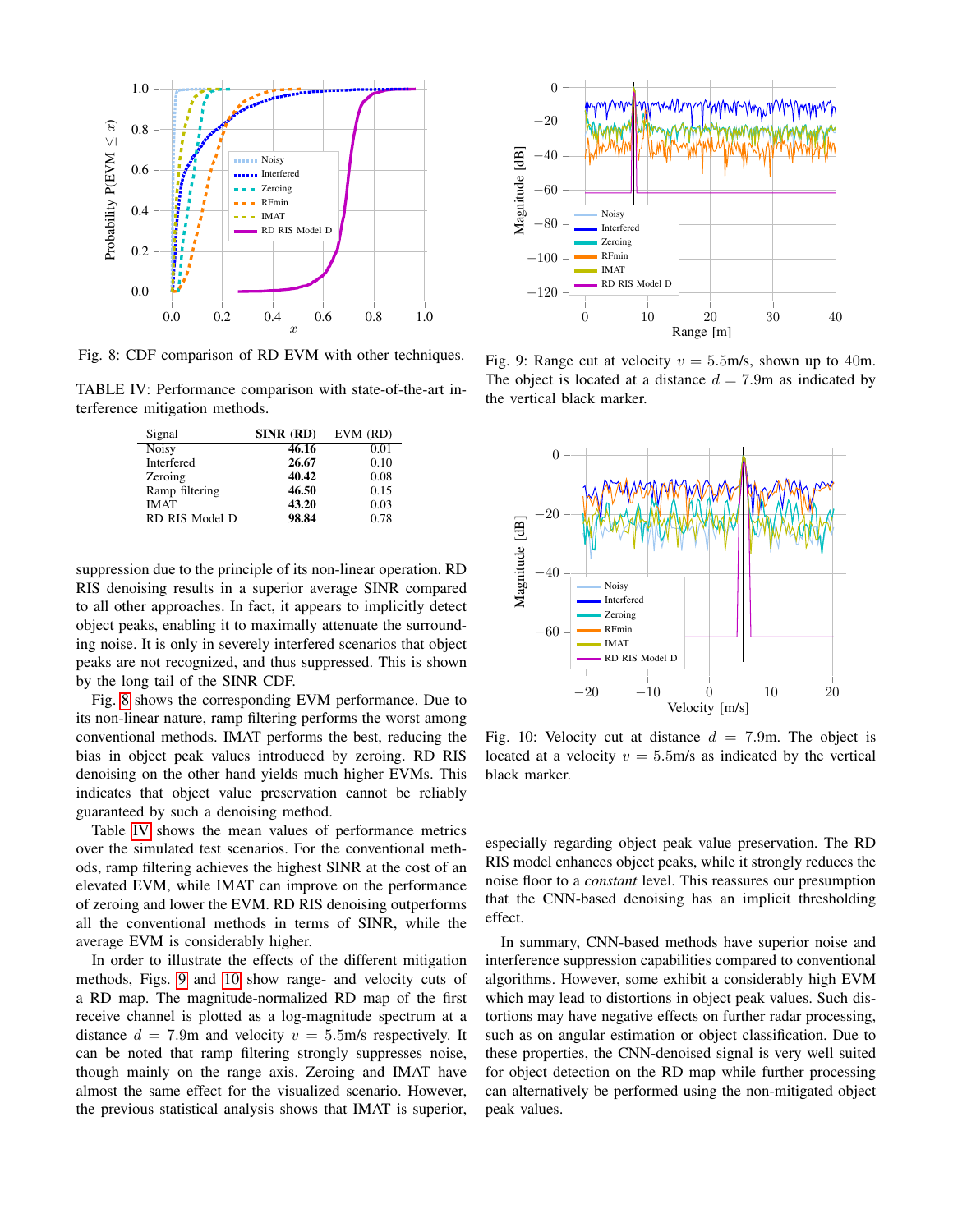Fig. 8: CDF comparison of RD EVM with other techniques.

TABLE IV: Performance comparison with state-of-the-art interference mitigation methods.

| Signal | SINR (RD) | EVM (RD) |
|---|---|---|
| Noisy | **46.16** | 0.01 |
| Interfered | **26.67** | 0.10 |
| Zeroing | **40.42** | 0.08 |
| Ramp filtering | **46.50** | 0.15 |
| IMAT | **43.20** | 0.03 |
| RD RIS Model D | **98.84** | 0.78 |

suppression due to the principle of its non-linear operation. RD RIS denoising results in a superior average SINR compared to all other approaches. In fact, it appears to implicitly detect object peaks, enabling it to maximally attenuate the surrounding noise. It is only in severely interfered scenarios that object peaks are not recognized, and thus suppressed. This is shown by the long tail of the SINR CDF.

Fig. 8 shows the corresponding EVM performance. Due to its non-linear nature, ramp filtering performs the worst among conventional methods. IMAT performs the best, reducing the bias in object peak values introduced by zeroing. RD RIS denoising on the other hand yields much higher EVMs. This indicates that object value preservation cannot be reliably guaranteed by such a denoising method.

Table IV shows the mean values of performance metrics over the simulated test scenarios. For the conventional methods, ramp filtering achieves the highest SINR at the cost of an elevated EVM, while IMAT can improve on the performance of zeroing and lower the EVM. RD RIS denoising outperforms all the conventional methods in terms of SINR, while the average EVM is considerably higher.

In order to illustrate the effects of the different mitigation methods, Figs. 9 and 10 show range- and velocity cuts of a RD map. The magnitude-normalized RD map of the first receive channel is plotted as a log-magnitude spectrum at a distance $d = 7.9$m and velocity $v = 5.5$m/s respectively. It can be noted that ramp filtering strongly suppresses noise, though mainly on the range axis. Zeroing and IMAT have almost the same effect for the visualized scenario. However, the previous statistical analysis shows that IMAT is superior,

Fig. 9: Range cut at velocity $v = 5.5$m/s, shown up to 40m. The object is located at a distance $d = 7.9$m as indicated by the vertical black marker.

Fig. 10: Velocity cut at distance $d = 7.9$m. The object is located at a velocity $v = 5.5$m/s as indicated by the vertical black marker.

especially regarding object peak value preservation. The RD RIS model enhances object peaks, while it strongly reduces the noise floor to a *constant* level. This reassures our presumption that the CNN-based denoising has an implicit thresholding effect.

In summary, CNN-based methods have superior noise and interference suppression capabilities compared to conventional algorithms. However, some exhibit a considerably high EVM which may lead to distortions in object peak values. Such distortions may have negative effects on further radar processing, such as on angular estimation or object classification. Due to these properties, the CNN-denoised signal is very well suited for object detection on the RD map while further processing can alternatively be performed using the non-mitigated object peak values.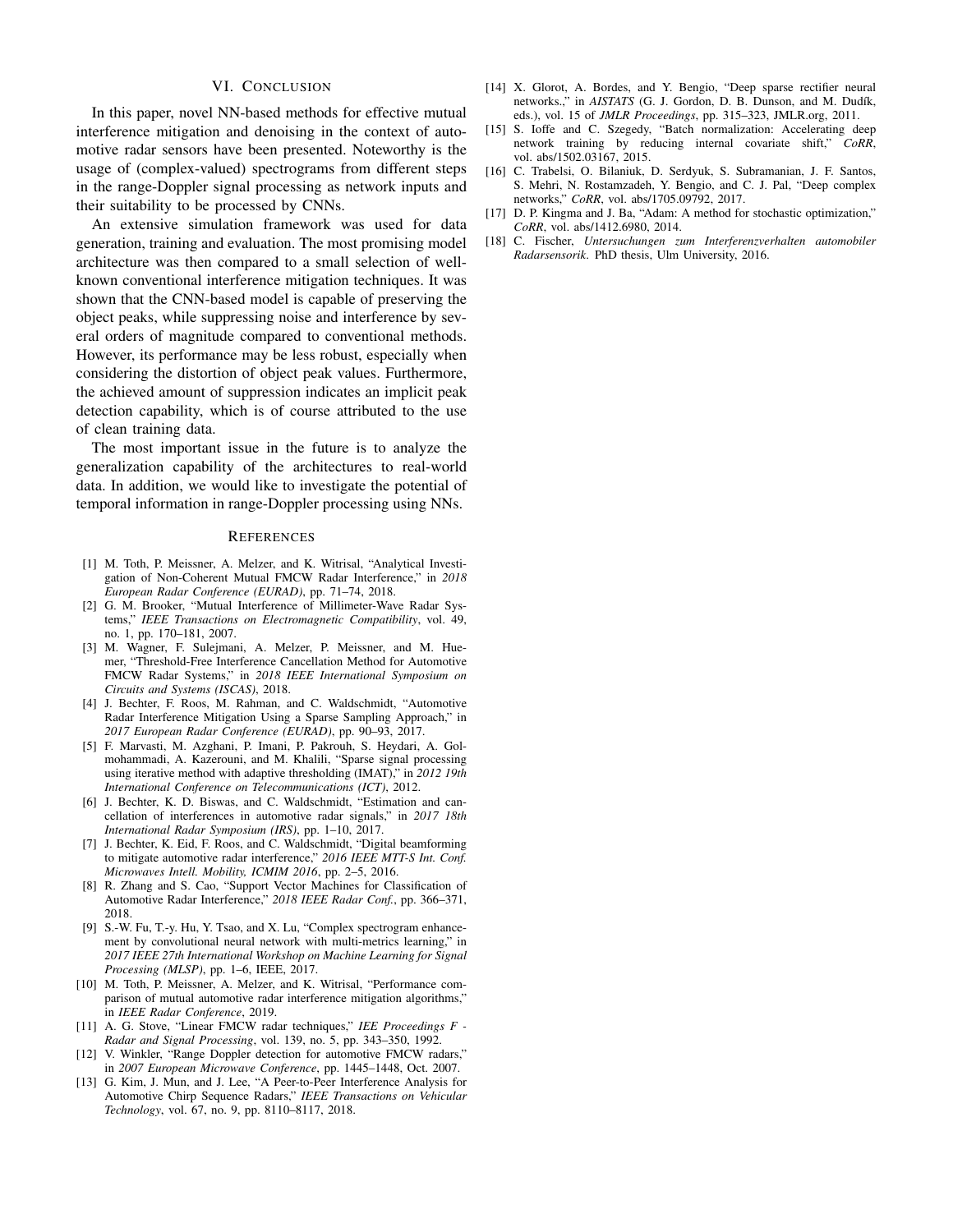## VI. Conclusion

In this paper, novel NN-based methods for effective mutual interference mitigation and denoising in the context of automotive radar sensors have been presented. Noteworthy is the usage of (complex-valued) spectrograms from different steps in the range-Doppler signal processing as network inputs and their suitability to be processed by CNNs.

An extensive simulation framework was used for data generation, training and evaluation. The most promising model architecture was then compared to a small selection of well-known conventional interference mitigation techniques. It was shown that the CNN-based model is capable of preserving the object peaks, while suppressing noise and interference by several orders of magnitude compared to conventional methods. However, its performance may be less robust, especially when considering the distortion of object peak values. Furthermore, the achieved amount of suppression indicates an implicit peak detection capability, which is of course attributed to the use of clean training data.

The most important issue in the future is to analyze the generalization capability of the architectures to real-world data. In addition, we would like to investigate the potential of temporal information in range-Doppler processing using NNs.

## References

[1] M. Toth, P. Meissner, A. Melzer, and K. Witrisal, "Analytical Investigation of Non-Coherent Mutual FMCW Radar Interference," in *2018 European Radar Conference (EURAD)*, pp. 71–74, 2018.

[2] G. M. Brooker, "Mutual Interference of Millimeter-Wave Radar Systems," *IEEE Transactions on Electromagnetic Compatibility*, vol. 49, no. 1, pp. 170–181, 2007.

[3] M. Wagner, F. Sulejmani, A. Melzer, P. Meissner, and M. Huemer, "Threshold-Free Interference Cancellation Method for Automotive FMCW Radar Systems," in *2018 IEEE International Symposium on Circuits and Systems (ISCAS)*, 2018.

[4] J. Bechter, F. Roos, M. Rahman, and C. Waldschmidt, "Automotive Radar Interference Mitigation Using a Sparse Sampling Approach," in *2017 European Radar Conference (EURAD)*, pp. 90–93, 2017.

[5] F. Marvasti, M. Azghani, P. Imani, P. Pakrouh, S. Heydari, A. Golmohammadi, A. Kazerouni, and M. Khalili, "Sparse signal processing using iterative method with adaptive thresholding (IMAT)," in *2012 19th International Conference on Telecommunications (ICT)*, 2012.

[6] J. Bechter, K. D. Biswas, and C. Waldschmidt, "Estimation and cancellation of interferences in automotive radar signals," in *2017 18th International Radar Symposium (IRS)*, pp. 1–10, 2017.

[7] J. Bechter, K. Eid, F. Roos, and C. Waldschmidt, "Digital beamforming to mitigate automotive radar interference," *2016 IEEE MTT-S Int. Conf. Microwaves Intell. Mobility, ICMIM 2016*, pp. 2–5, 2016.

[8] R. Zhang and S. Cao, "Support Vector Machines for Classification of Automotive Radar Interference," *2018 IEEE Radar Conf.*, pp. 366–371, 2018.

[9] S.-W. Fu, T.-y. Hu, Y. Tsao, and X. Lu, "Complex spectrogram enhancement by convolutional neural network with multi-metrics learning," in *2017 IEEE 27th International Workshop on Machine Learning for Signal Processing (MLSP)*, pp. 1–6, IEEE, 2017.

[10] M. Toth, P. Meissner, A. Melzer, and K. Witrisal, "Performance comparison of mutual automotive radar interference mitigation algorithms," in *IEEE Radar Conference*, 2019.

[11] A. G. Stove, "Linear FMCW radar techniques," *IEE Proceedings F - Radar and Signal Processing*, vol. 139, no. 5, pp. 343–350, 1992.

[12] V. Winkler, "Range Doppler detection for automotive FMCW radars," in *2007 European Microwave Conference*, pp. 1445–1448, Oct. 2007.

[13] G. Kim, J. Mun, and J. Lee, "A Peer-to-Peer Interference Analysis for Automotive Chirp Sequence Radars," *IEEE Transactions on Vehicular Technology*, vol. 67, no. 9, pp. 8110–8117, 2018.

[14] X. Glorot, A. Bordes, and Y. Bengio, "Deep sparse rectifier neural networks.," in *AISTATS* (G. J. Gordon, D. B. Dunson, and M. Dudík, eds.), vol. 15 of *JMLR Proceedings*, pp. 315–323, JMLR.org, 2011.

[15] S. Ioffe and C. Szegedy, "Batch normalization: Accelerating deep network training by reducing internal covariate shift," *CoRR*, vol. abs/1502.03167, 2015.

[16] C. Trabelsi, O. Bilaniuk, D. Serdyuk, S. Subramanian, J. F. Santos, S. Mehri, N. Rostamzadeh, Y. Bengio, and C. J. Pal, "Deep complex networks," *CoRR*, vol. abs/1705.09792, 2017.

[17] D. P. Kingma and J. Ba, "Adam: A method for stochastic optimization," *CoRR*, vol. abs/1412.6980, 2014.

[18] C. Fischer, *Untersuchungen zum Interferenzverhalten automobiler Radarsensorik*. PhD thesis, Ulm University, 2016.